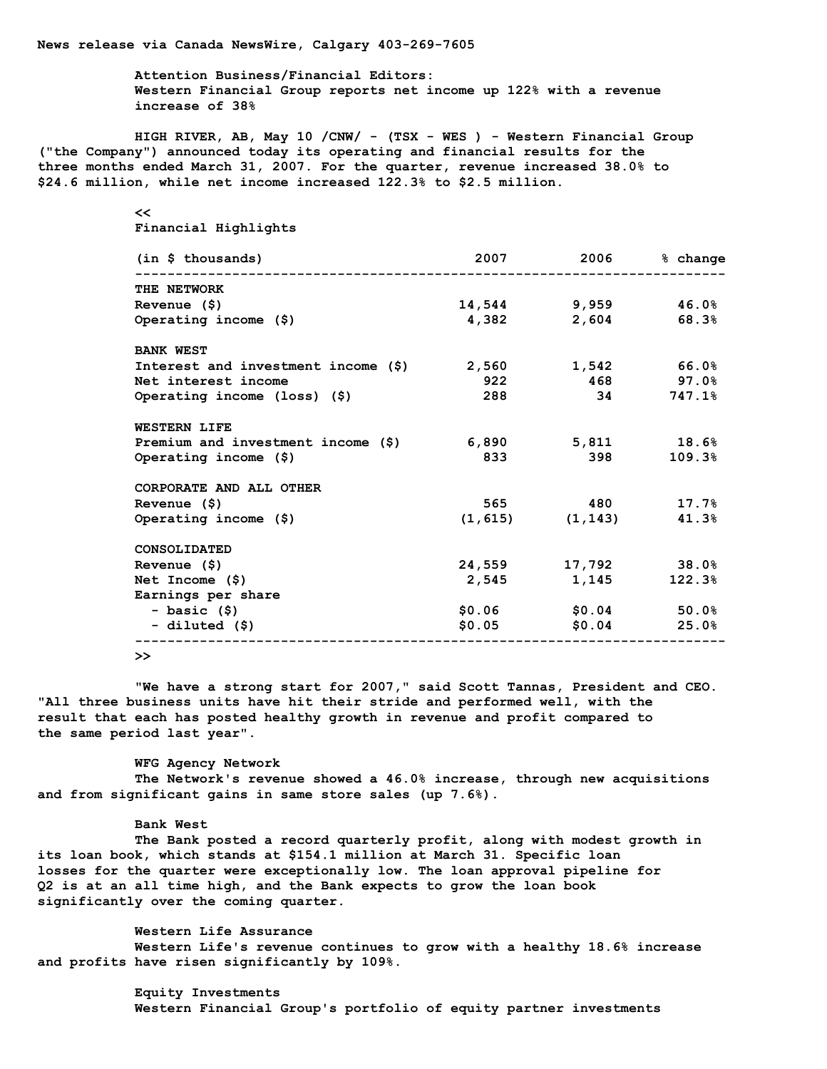News release via Canada NewsWire, Calgary 403-269-7605

Attention Business/Financial Editors:
Western Financial Group reports net income up 122% with a revenue increase of 38%

HIGH RIVER, AB, May 10 /CNW/ - (TSX - WES ) - Western Financial Group ("the Company") announced today its operating and financial results for the three months ended March 31, 2007. For the quarter, revenue increased 38.0% to $24.6 million, while net income increased 122.3% to $2.5 million.

<<
Financial Highlights

| (in $ thousands) | 2007 | 2006 | % change |
|---|---|---|---|
| **THE NETWORK** | | | |
| Revenue ($) | 14,544 | 9,959 | 46.0% |
| Operating income ($) | 4,382 | 2,604 | 68.3% |
| **BANK WEST** | | | |
| Interest and investment income ($) | 2,560 | 1,542 | 66.0% |
| Net interest income | 922 | 468 | 97.0% |
| Operating income (loss) ($) | 288 | 34 | 747.1% |
| **WESTERN LIFE** | | | |
| Premium and investment income ($) | 6,890 | 5,811 | 18.6% |
| Operating income ($) | 833 | 398 | 109.3% |
| **CORPORATE AND ALL OTHER** | | | |
| Revenue ($) | 565 | 480 | 17.7% |
| Operating income ($) | (1,615) | (1,143) | 41.3% |
| **CONSOLIDATED** | | | |
| Revenue ($) | 24,559 | 17,792 | 38.0% |
| Net Income ($) | 2,545 | 1,145 | 122.3% |
| Earnings per share | | | |
| - basic ($) | $0.06 | $0.04 | 50.0% |
| - diluted ($) | $0.05 | $0.04 | 25.0% |

>>

"We have a strong start for 2007," said Scott Tannas, President and CEO. "All three business units have hit their stride and performed well, with the result that each has posted healthy growth in revenue and profit compared to the same period last year".

WFG Agency Network
The Network's revenue showed a 46.0% increase, through new acquisitions and from significant gains in same store sales (up 7.6%).

Bank West
The Bank posted a record quarterly profit, along with modest growth in its loan book, which stands at $154.1 million at March 31. Specific loan losses for the quarter were exceptionally low. The loan approval pipeline for Q2 is at an all time high, and the Bank expects to grow the loan book significantly over the coming quarter.

Western Life Assurance
Western Life's revenue continues to grow with a healthy 18.6% increase and profits have risen significantly by 109%.

Equity Investments
Western Financial Group's portfolio of equity partner investments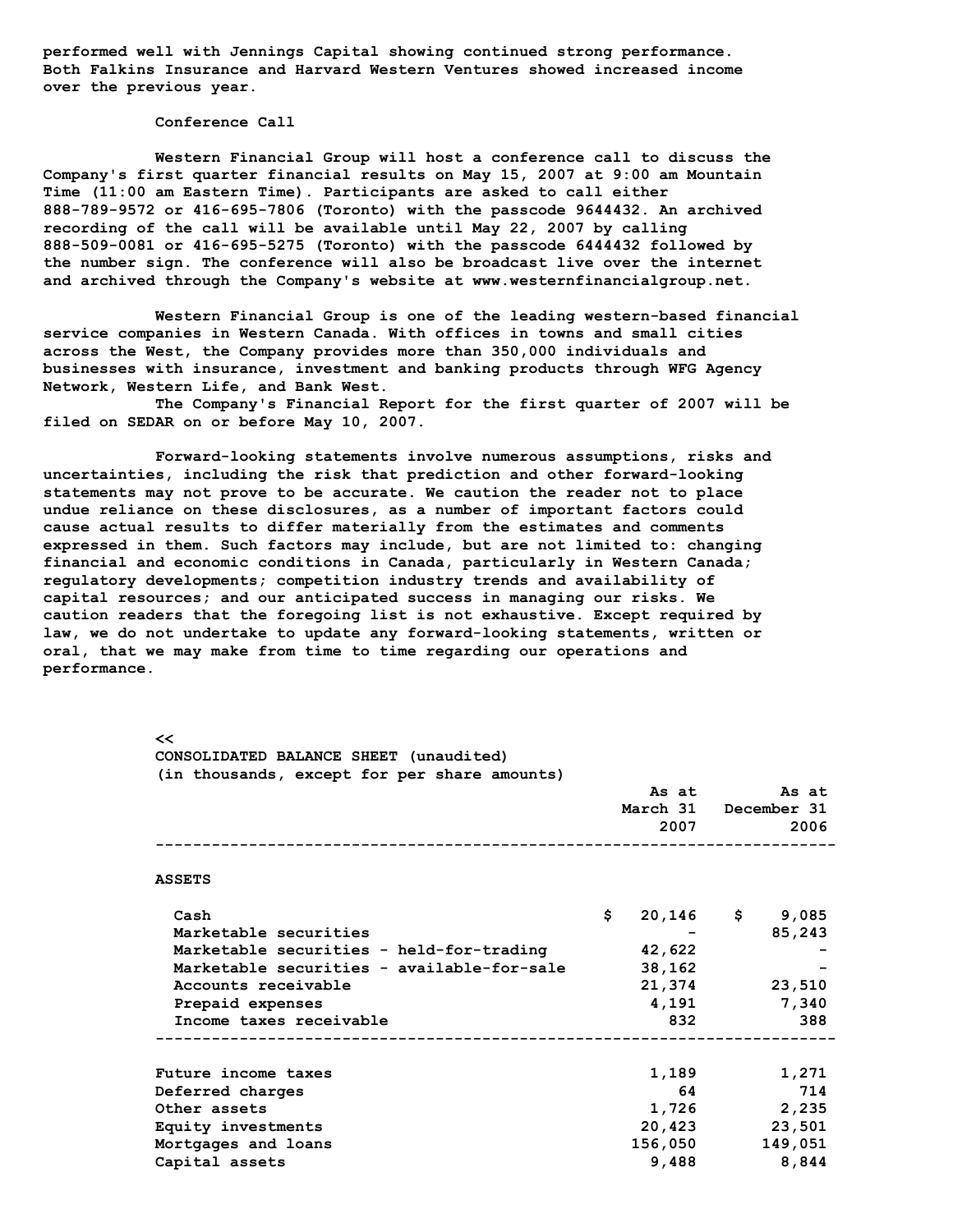performed well with Jennings Capital showing continued strong performance. Both Falkins Insurance and Harvard Western Ventures showed increased income over the previous year.

### Conference Call

Western Financial Group will host a conference call to discuss the Company's first quarter financial results on May 15, 2007 at 9:00 am Mountain Time (11:00 am Eastern Time). Participants are asked to call either 888-789-9572 or 416-695-7806 (Toronto) with the passcode 9644432. An archived recording of the call will be available until May 22, 2007 by calling 888-509-0081 or 416-695-5275 (Toronto) with the passcode 6444432 followed by the number sign. The conference will also be broadcast live over the internet and archived through the Company's website at www.westernfinancialgroup.net.

Western Financial Group is one of the leading western-based financial service companies in Western Canada. With offices in towns and small cities across the West, the Company provides more than 350,000 individuals and businesses with insurance, investment and banking products through WFG Agency Network, Western Life, and Bank West.

The Company's Financial Report for the first quarter of 2007 will be filed on SEDAR on or before May 10, 2007.

Forward-looking statements involve numerous assumptions, risks and uncertainties, including the risk that prediction and other forward-looking statements may not prove to be accurate. We caution the reader not to place undue reliance on these disclosures, as a number of important factors could cause actual results to differ materially from the estimates and comments expressed in them. Such factors may include, but are not limited to: changing financial and economic conditions in Canada, particularly in Western Canada; regulatory developments; competition industry trends and availability of capital resources; and our anticipated success in managing our risks. We caution readers that the foregoing list is not exhaustive. Except required by law, we do not undertake to update any forward-looking statements, written or oral, that we may make from time to time regarding our operations and performance.

<<

CONSOLIDATED BALANCE SHEET (unaudited)
(in thousands, except for per share amounts)

| | As at March 31 2007 | As at December 31 2006 |
|---|---|---|
| **ASSETS** | | |
| Cash | $ 20,146 | $ 9,085 |
| Marketable securities | - | 85,243 |
| Marketable securities - held-for-trading | 42,622 | - |
| Marketable securities - available-for-sale | 38,162 | - |
| Accounts receivable | 21,374 | 23,510 |
| Prepaid expenses | 4,191 | 7,340 |
| Income taxes receivable | 832 | 388 |
| Future income taxes | 1,189 | 1,271 |
| Deferred charges | 64 | 714 |
| Other assets | 1,726 | 2,235 |
| Equity investments | 20,423 | 23,501 |
| Mortgages and loans | 156,050 | 149,051 |
| Capital assets | 9,488 | 8,844 |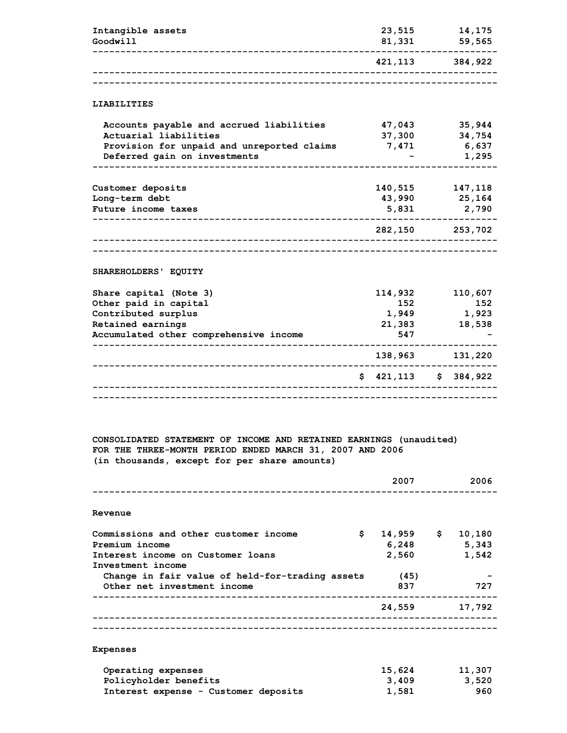| | | |
|---|---|---|
| Intangible assets | 23,515 | 14,175 |
| Goodwill | 81,331 | 59,565 |
| | 421,113 | 384,922 |

**LIABILITIES**

| | | |
|---|---|---|
| Accounts payable and accrued liabilities | 47,043 | 35,944 |
| Actuarial liabilities | 37,300 | 34,754 |
| Provision for unpaid and unreported claims | 7,471 | 6,637 |
| Deferred gain on investments | - | 1,295 |
| Customer deposits | 140,515 | 147,118 |
| Long-term debt | 43,990 | 25,164 |
| Future income taxes | 5,831 | 2,790 |
| | 282,150 | 253,702 |

**SHAREHOLDERS' EQUITY**

| | | |
|---|---|---|
| Share capital (Note 3) | 114,932 | 110,607 |
| Other paid in capital | 152 | 152 |
| Contributed surplus | 1,949 | 1,923 |
| Retained earnings | 21,383 | 18,538 |
| Accumulated other comprehensive income | 547 | - |
| | 138,963 | 131,220 |
| | $ 421,113 | $ 384,922 |

**CONSOLIDATED STATEMENT OF INCOME AND RETAINED EARNINGS (unaudited)**
**FOR THE THREE-MONTH PERIOD ENDED MARCH 31, 2007 AND 2006**
**(in thousands, except for per share amounts)**

| | 2007 | 2006 |
|---|---|---|
| **Revenue** | | |
| Commissions and other customer income | $ 14,959 | $ 10,180 |
| Premium income | 6,248 | 5,343 |
| Interest income on Customer loans | 2,560 | 1,542 |
| Investment income | | |
| Change in fair value of held-for-trading assets | (45) | - |
| Other net investment income | 837 | 727 |
| | 24,559 | 17,792 |
| **Expenses** | | |
| Operating expenses | 15,624 | 11,307 |
| Policyholder benefits | 3,409 | 3,520 |
| Interest expense - Customer deposits | 1,581 | 960 |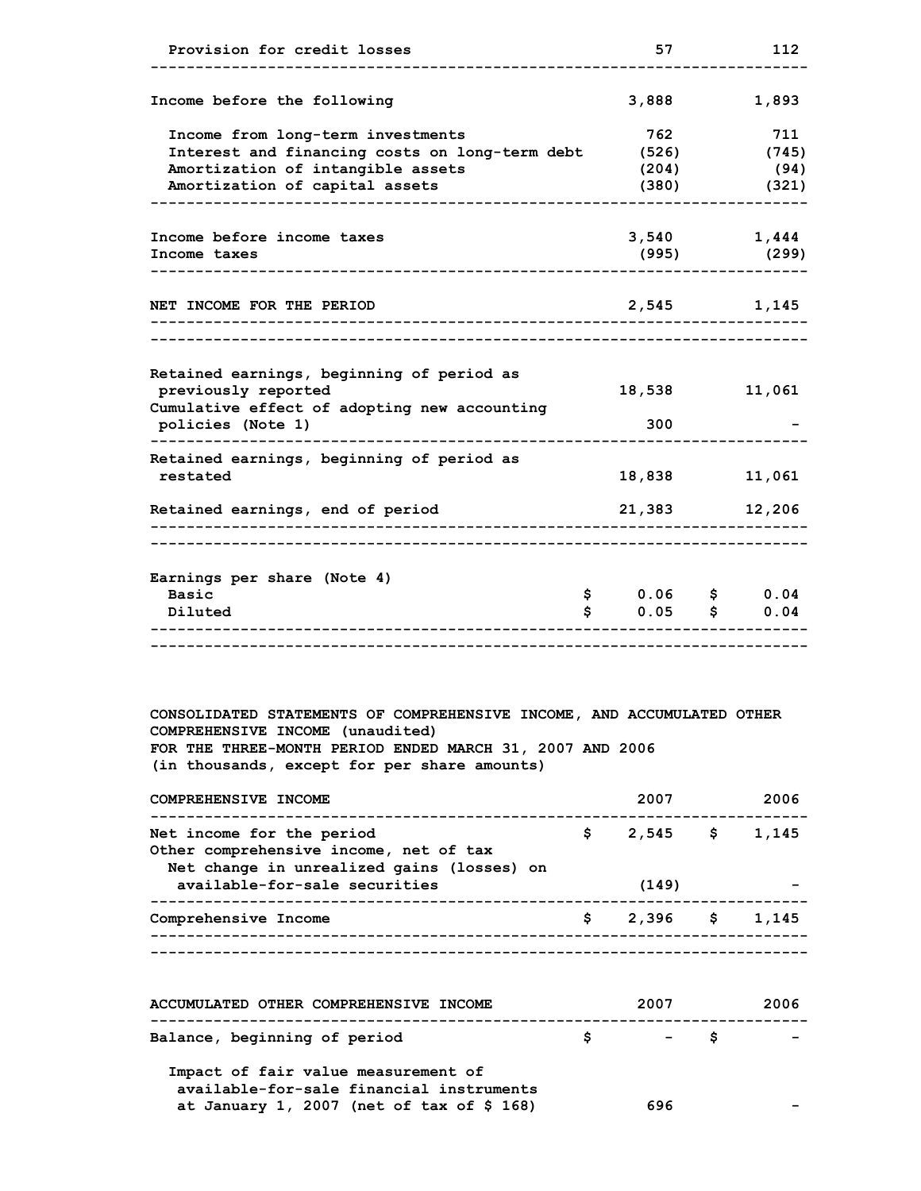| | | |
|---|---|---|
| Provision for credit losses | 57 | 112 |
| Income before the following | 3,888 | 1,893 |
| Income from long-term investments | 762 | 711 |
| Interest and financing costs on long-term debt | (526) | (745) |
| Amortization of intangible assets | (204) | (94) |
| Amortization of capital assets | (380) | (321) |
| Income before income taxes | 3,540 | 1,444 |
| Income taxes | (995) | (299) |
| NET INCOME FOR THE PERIOD | 2,545 | 1,145 |
| Retained earnings, beginning of period as previously reported | 18,538 | 11,061 |
| Cumulative effect of adopting new accounting policies (Note 1) | 300 | - |
| Retained earnings, beginning of period as restated | 18,838 | 11,061 |
| Retained earnings, end of period | 21,383 | 12,206 |
| Earnings per share (Note 4) | | |
| Basic | $ 0.06 | $ 0.04 |
| Diluted | $ 0.05 | $ 0.04 |

CONSOLIDATED STATEMENTS OF COMPREHENSIVE INCOME, AND ACCUMULATED OTHER COMPREHENSIVE INCOME (unaudited)
FOR THE THREE-MONTH PERIOD ENDED MARCH 31, 2007 AND 2006
(in thousands, except for per share amounts)

| COMPREHENSIVE INCOME | 2007 | 2006 |
|---|---|---|
| Net income for the period | $ 2,545 | $ 1,145 |
| Other comprehensive income, net of tax | | |
| Net change in unrealized gains (losses) on available-for-sale securities | (149) | - |
| Comprehensive Income | $ 2,396 | $ 1,145 |

| ACCUMULATED OTHER COMPREHENSIVE INCOME | 2007 | 2006 |
|---|---|---|
| Balance, beginning of period | $ - | $ - |
| Impact of fair value measurement of available-for-sale financial instruments at January 1, 2007 (net of tax of $ 168) | 696 | - |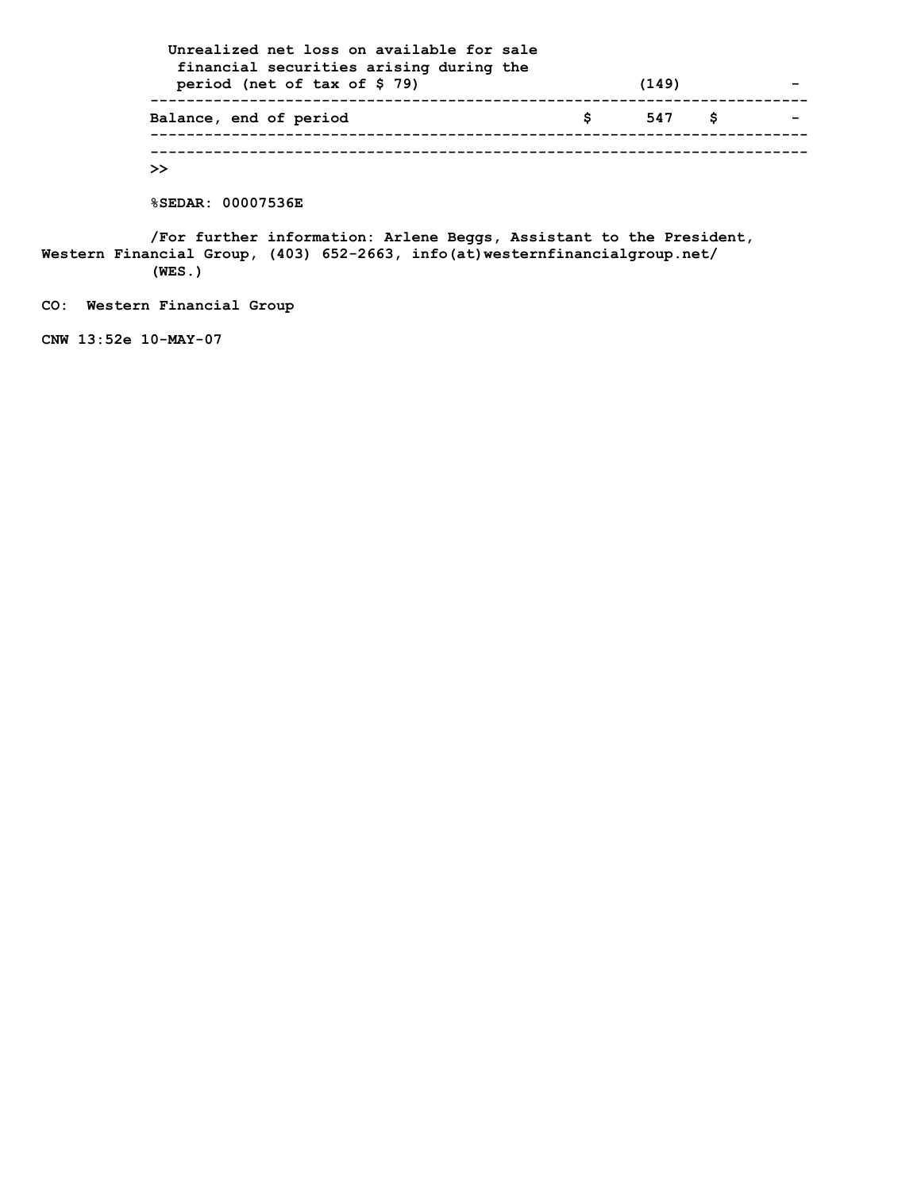| | | |
|---|---|---|
| Unrealized net loss on available for sale financial securities arising during the period (net of tax of $ 79) | (149) | - |
| Balance, end of period | $ 547 | $ - |

>>

%SEDAR: 00007536E

/For further information: Arlene Beggs, Assistant to the President, Western Financial Group, (403) 652-2663, info(at)westernfinancialgroup.net/ (WES.)

CO: Western Financial Group

CNW 13:52e 10-MAY-07